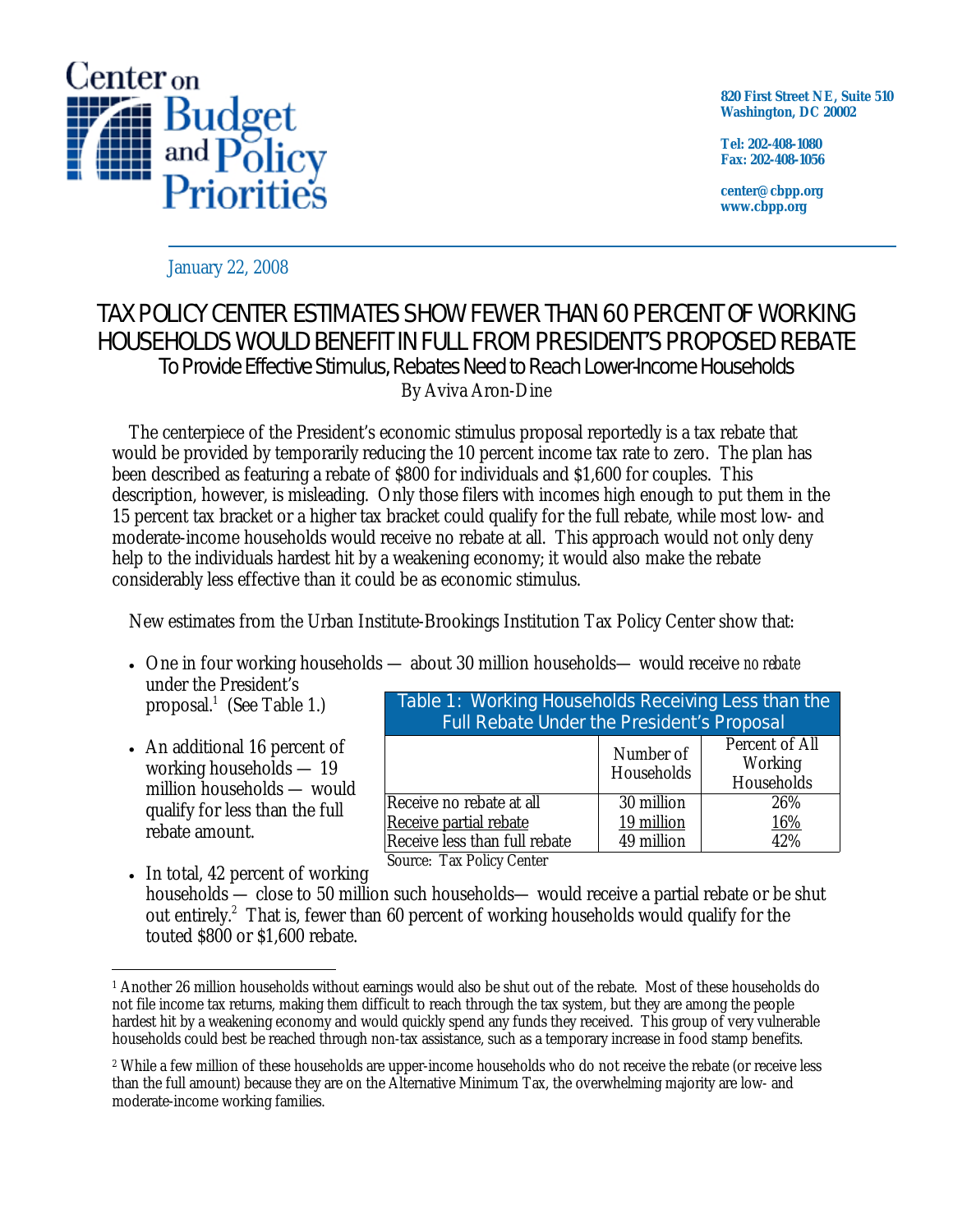Center on Budget and Policy Priorities

820 First Street NE, Suite 510
Washington, DC 20002

Tel: 202-408-1080
Fax: 202-408-1056

center@cbpp.org
www.cbpp.org

January 22, 2008

# TAX POLICY CENTER ESTIMATES SHOW FEWER THAN 60 PERCENT OF WORKING HOUSEHOLDS WOULD BENEFIT IN FULL FROM PRESIDENT'S PROPOSED REBATE

## To Provide Effective Stimulus, Rebates Need to Reach Lower-Income Households

By Aviva Aron-Dine

The centerpiece of the President's economic stimulus proposal reportedly is a tax rebate that would be provided by temporarily reducing the 10 percent income tax rate to zero. The plan has been described as featuring a rebate of $800 for individuals and $1,600 for couples. This description, however, is misleading. Only those filers with incomes high enough to put them in the 15 percent tax bracket or a higher tax bracket could qualify for the full rebate, while most low- and moderate-income households would receive no rebate at all. This approach would not only deny help to the individuals hardest hit by a weakening economy; it would also make the rebate considerably less effective than it could be as economic stimulus.

New estimates from the Urban Institute-Brookings Institution Tax Policy Center show that:

- One in four working households — about 30 million households— would receive *no rebate* under the President's proposal.[1] (See Table 1.)
- An additional 16 percent of working households — 19 million households — would qualify for less than the full rebate amount.
- In total, 42 percent of working households — close to 50 million such households— would receive a partial rebate or be shut out entirely.[2] That is, fewer than 60 percent of working households would qualify for the touted $800 or $1,600 rebate.

**Table 1: Working Households Receiving Less than the Full Rebate Under the President's Proposal**

| | Number of Households | Percent of All Working Households |
|---|---|---|
| Receive no rebate at all | 30 million | 26% |
| Receive partial rebate | 19 million | 16% |
| Receive less than full rebate | 49 million | 42% |

Source: Tax Policy Center

[1] Another 26 million households without earnings would also be shut out of the rebate. Most of these households do not file income tax returns, making them difficult to reach through the tax system, but they are among the people hardest hit by a weakening economy and would quickly spend any funds they received. This group of very vulnerable households could best be reached through non-tax assistance, such as a temporary increase in food stamp benefits.

[2] While a few million of these households are upper-income households who do not receive the rebate (or receive less than the full amount) because they are on the Alternative Minimum Tax, the overwhelming majority are low- and moderate-income working families.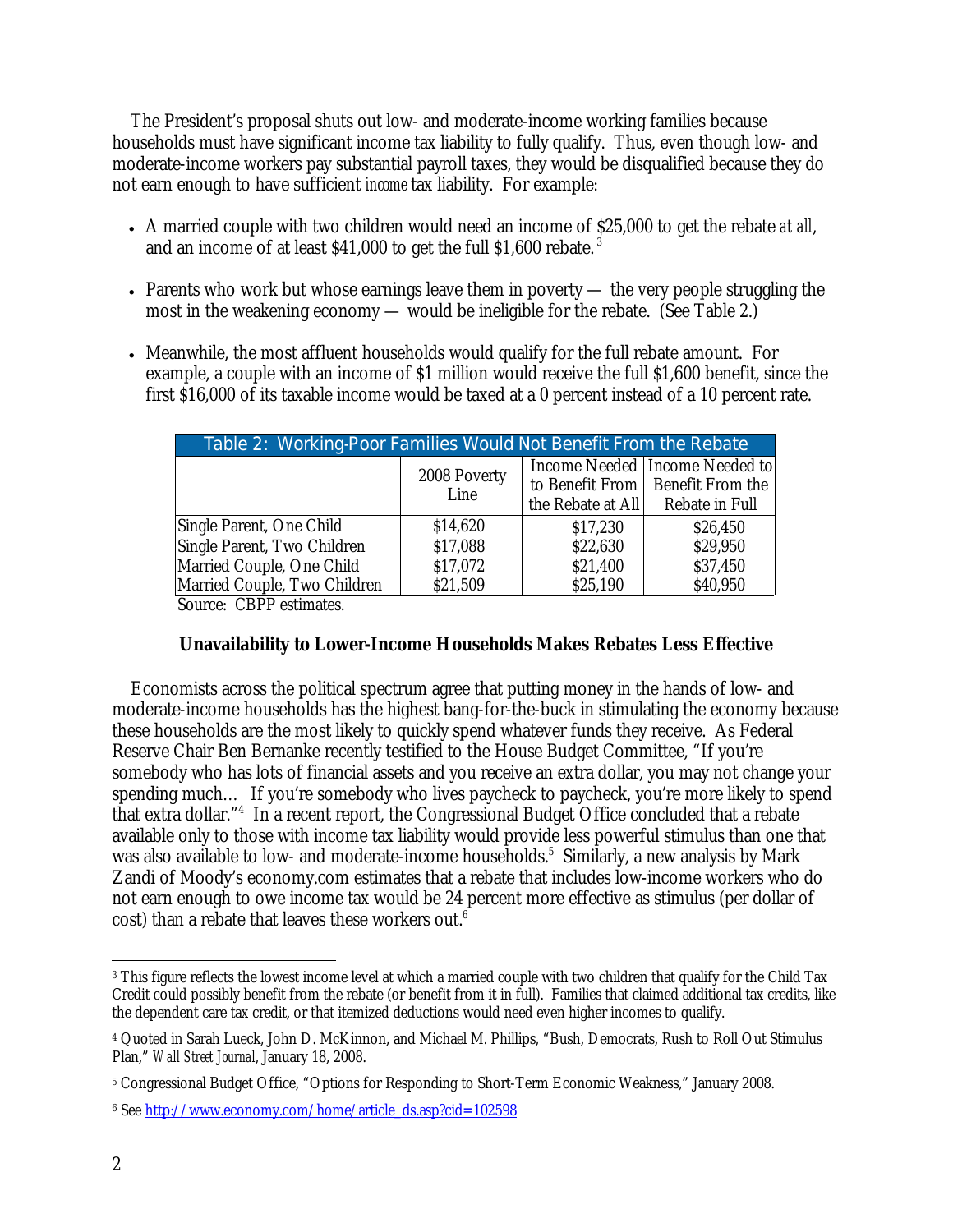The President's proposal shuts out low- and moderate-income working families because households must have significant income tax liability to fully qualify. Thus, even though low- and moderate-income workers pay substantial payroll taxes, they would be disqualified because they do not earn enough to have sufficient *income* tax liability. For example:

- A married couple with two children would need an income of $25,000 to get the rebate *at all*, and an income of at least $41,000 to get the full $1,600 rebate.[3]
- Parents who work but whose earnings leave them in poverty — the very people struggling the most in the weakening economy — would be ineligible for the rebate. (See Table 2.)
- Meanwhile, the most affluent households would qualify for the full rebate amount. For example, a couple with an income of $1 million would receive the full $1,600 benefit, since the first $16,000 of its taxable income would be taxed at a 0 percent instead of a 10 percent rate.

**Table 2: Working-Poor Families Would Not Benefit From the Rebate**

| | 2008 Poverty Line | Income Needed to Benefit From the Rebate at All | Income Needed to Benefit From the Rebate in Full |
|---|---|---|---|
| Single Parent, One Child | $14,620 | $17,230 | $26,450 |
| Single Parent, Two Children | $17,088 | $22,630 | $29,950 |
| Married Couple, One Child | $17,072 | $21,400 | $37,450 |
| Married Couple, Two Children | $21,509 | $25,190 | $40,950 |

Source: CBPP estimates.

**Unavailability to Lower-Income Households Makes Rebates Less Effective**

Economists across the political spectrum agree that putting money in the hands of low- and moderate-income households has the highest bang-for-the-buck in stimulating the economy because these households are the most likely to quickly spend whatever funds they receive. As Federal Reserve Chair Ben Bernanke recently testified to the House Budget Committee, "If you're somebody who has lots of financial assets and you receive an extra dollar, you may not change your spending much… If you're somebody who lives paycheck to paycheck, you're more likely to spend that extra dollar."[4] In a recent report, the Congressional Budget Office concluded that a rebate available only to those with income tax liability would provide less powerful stimulus than one that was also available to low- and moderate-income households.[5] Similarly, a new analysis by Mark Zandi of Moody's economy.com estimates that a rebate that includes low-income workers who do not earn enough to owe income tax would be 24 percent more effective as stimulus (per dollar of cost) than a rebate that leaves these workers out.[6]

---

[3] This figure reflects the lowest income level at which a married couple with two children that qualify for the Child Tax Credit could possibly benefit from the rebate (or benefit from it in full). Families that claimed additional tax credits, like the dependent care tax credit, or that itemized deductions would need even higher incomes to qualify.

[4] Quoted in Sarah Lueck, John D. McKinnon, and Michael M. Phillips, "Bush, Democrats, Rush to Roll Out Stimulus Plan," *Wall Street Journal*, January 18, 2008.

[5] Congressional Budget Office, "Options for Responding to Short-Term Economic Weakness," January 2008.

[6] See http://www.economy.com/home/article_ds.asp?cid=102598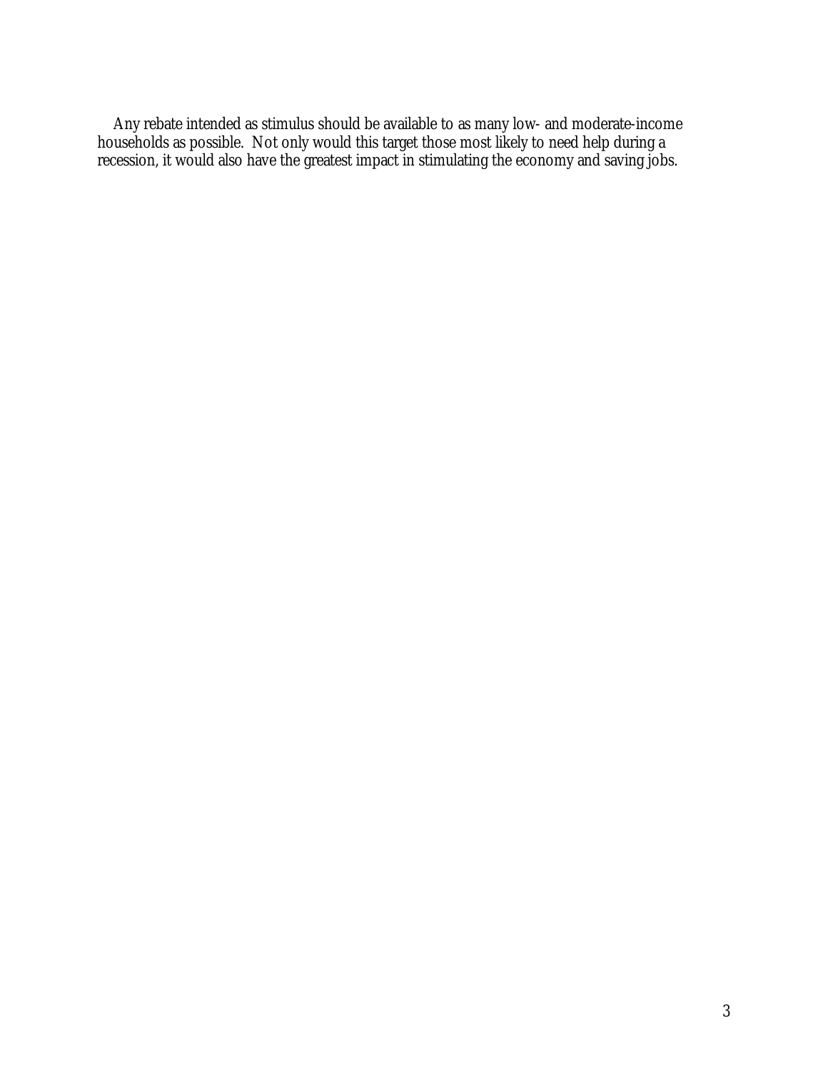Any rebate intended as stimulus should be available to as many low- and moderate-income households as possible. Not only would this target those most likely to need help during a recession, it would also have the greatest impact in stimulating the economy and saving jobs.